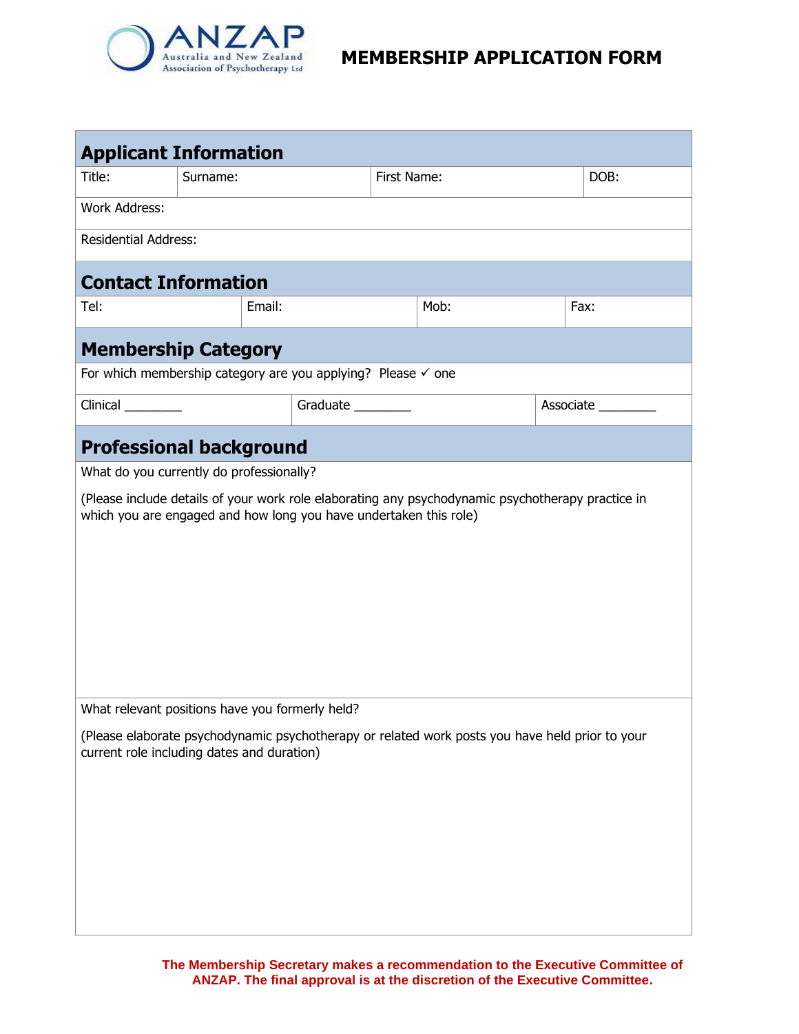# ANZAP Australia and New Zealand Association of Psychotherapy Ltd

# MEMBERSHIP APPLICATION FORM

## Applicant Information

| Title: | Surname: | First Name: | DOB: |
|---|---|---|---|

Work Address:

Residential Address:

## Contact Information

| Tel: | Email: | Mob: | Fax: |
|---|---|---|---|

## Membership Category

For which membership category are you applying? Please ✓ one

| Clinical ________ | Graduate ________ | Associate ________ |
|---|---|---|

## Professional background

What do you currently do professionally?

(Please include details of your work role elaborating any psychodynamic psychotherapy practice in which you are engaged and how long you have undertaken this role)

What relevant positions have you formerly held?

(Please elaborate psychodynamic psychotherapy or related work posts you have held prior to your current role including dates and duration)

**The Membership Secretary makes a recommendation to the Executive Committee of ANZAP. The final approval is at the discretion of the Executive Committee.**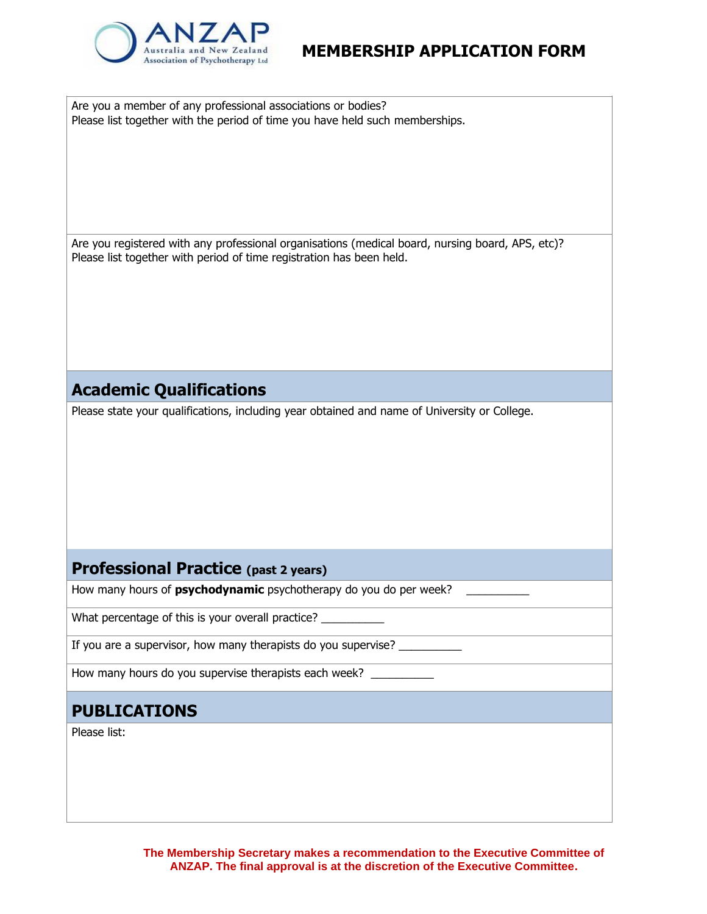MEMBERSHIP APPLICATION FORM

Are you a member of any professional associations or bodies?
Please list together with the period of time you have held such memberships.

Are you registered with any professional organisations (medical board, nursing board, APS, etc)?
Please list together with period of time registration has been held.

## Academic Qualifications

Please state your qualifications, including year obtained and name of University or College.

## Professional Practice (past 2 years)

How many hours of **psychodynamic** psychotherapy do you do per week? __________

What percentage of this is your overall practice? __________

If you are a supervisor, how many therapists do you supervise? __________

How many hours do you supervise therapists each week? __________

## PUBLICATIONS

Please list:

**The Membership Secretary makes a recommendation to the Executive Committee of ANZAP. The final approval is at the discretion of the Executive Committee.**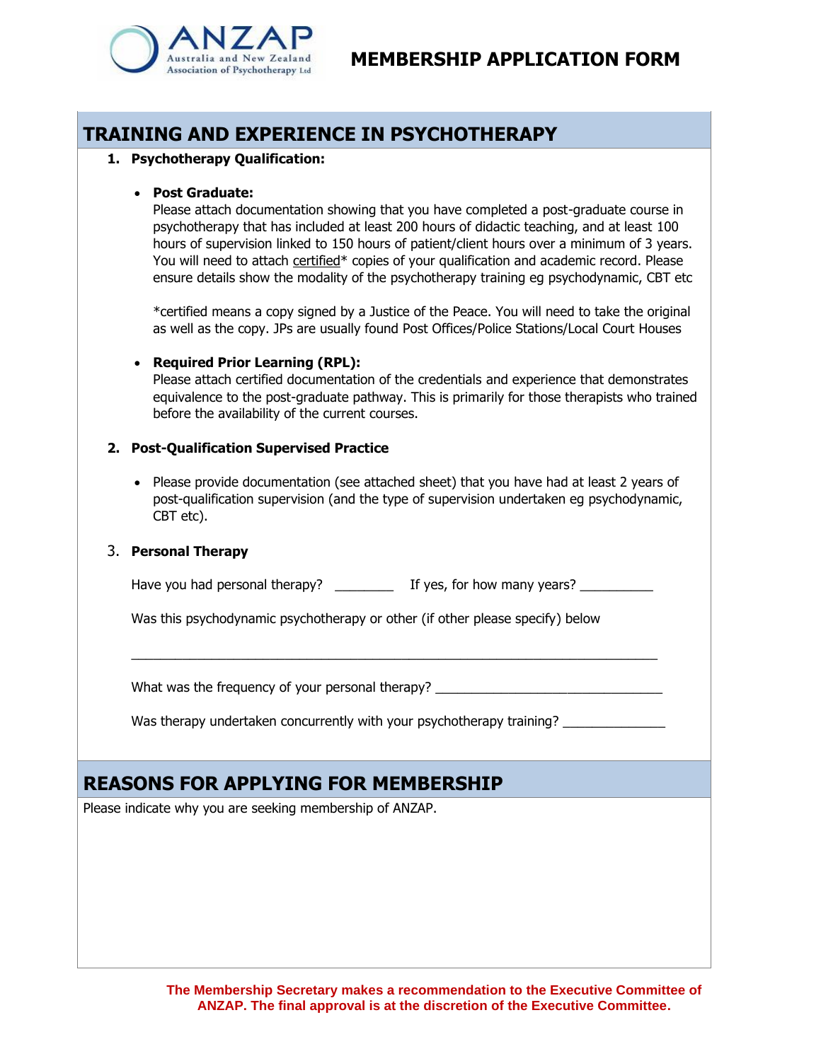# MEMBERSHIP APPLICATION FORM

## TRAINING AND EXPERIENCE IN PSYCHOTHERAPY

1. **Psychotherapy Qualification:**

   - **Post Graduate:**
     Please attach documentation showing that you have completed a post-graduate course in psychotherapy that has included at least 200 hours of didactic teaching, and at least 100 hours of supervision linked to 150 hours of patient/client hours over a minimum of 3 years. You will need to attach certified* copies of your qualification and academic record. Please ensure details show the modality of the psychotherapy training eg psychodynamic, CBT etc

     *certified means a copy signed by a Justice of the Peace. You will need to take the original as well as the copy. JPs are usually found Post Offices/Police Stations/Local Court Houses

   - **Required Prior Learning (RPL):**
     Please attach certified documentation of the credentials and experience that demonstrates equivalence to the post-graduate pathway. This is primarily for those therapists who trained before the availability of the current courses.

2. **Post-Qualification Supervised Practice**

   - Please provide documentation (see attached sheet) that you have had at least 2 years of post-qualification supervision (and the type of supervision undertaken eg psychodynamic, CBT etc).

3. **Personal Therapy**

   Have you had personal therapy? ________ If yes, for how many years? __________

   Was this psychodynamic psychotherapy or other (if other please specify) below

   ___________________________________________________________________________

   What was the frequency of your personal therapy? ________________________________

   Was therapy undertaken concurrently with your psychotherapy training? ______________

## REASONS FOR APPLYING FOR MEMBERSHIP

Please indicate why you are seeking membership of ANZAP.

**The Membership Secretary makes a recommendation to the Executive Committee of ANZAP. The final approval is at the discretion of the Executive Committee.**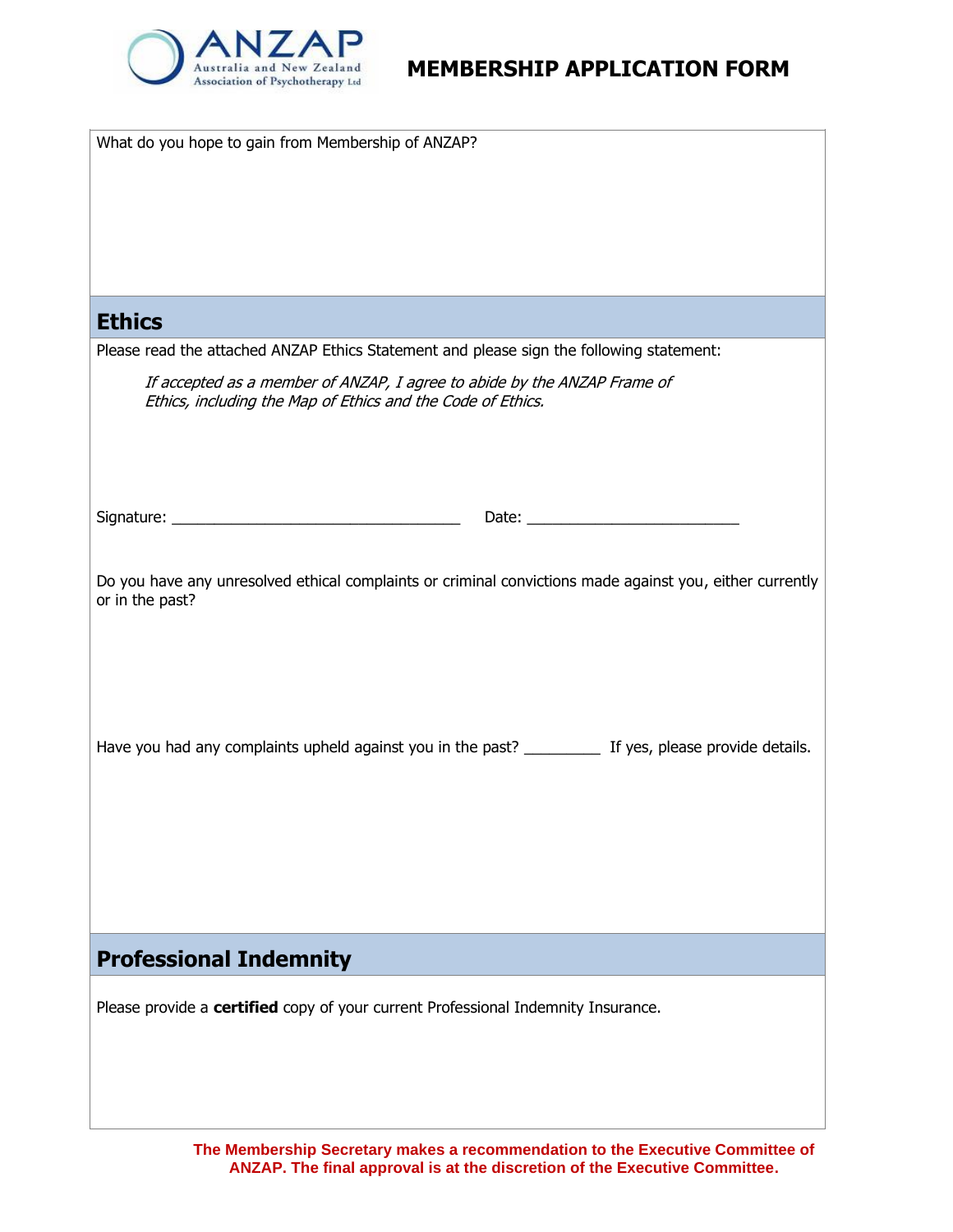**MEMBERSHIP APPLICATION FORM**

What do you hope to gain from Membership of ANZAP?

## Ethics

Please read the attached ANZAP Ethics Statement and please sign the following statement:

*If accepted as a member of ANZAP, I agree to abide by the ANZAP Frame of Ethics, including the Map of Ethics and the Code of Ethics.*

Signature: ___________________________________ Date: __________________________

Do you have any unresolved ethical complaints or criminal convictions made against you, either currently or in the past?

Have you had any complaints upheld against you in the past? _________ If yes, please provide details.

## Professional Indemnity

Please provide a **certified** copy of your current Professional Indemnity Insurance.

**The Membership Secretary makes a recommendation to the Executive Committee of ANZAP. The final approval is at the discretion of the Executive Committee.**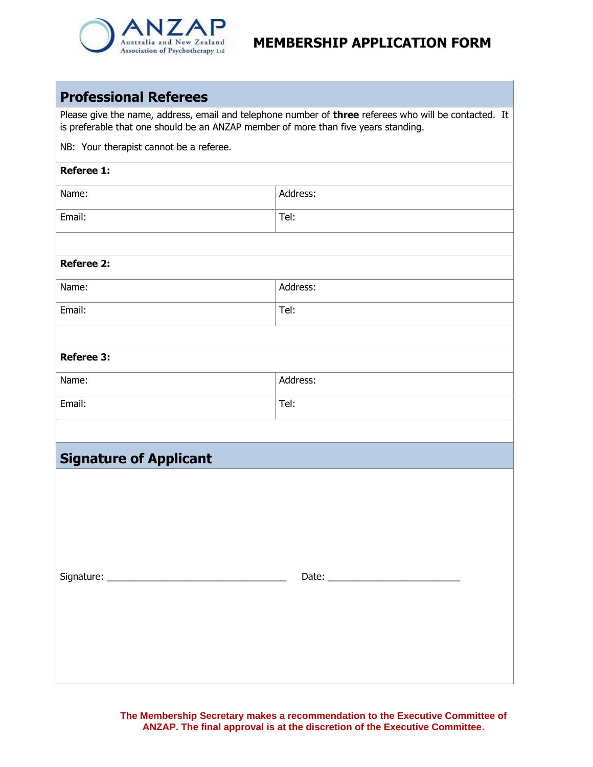# MEMBERSHIP APPLICATION FORM

## Professional Referees

Please give the name, address, email and telephone number of **three** referees who will be contacted. It is preferable that one should be an ANZAP member of more than five years standing.

NB: Your therapist cannot be a referee.

| **Referee 1:** | |
|---|---|
| Name: | Address: |
| Email: | Tel: |
| | |
| **Referee 2:** | |
| Name: | Address: |
| Email: | Tel: |
| | |
| **Referee 3:** | |
| Name: | Address: |
| Email: | Tel: |
| | |

## Signature of Applicant

Signature: ________________________________ Date: ______________________

**The Membership Secretary makes a recommendation to the Executive Committee of ANZAP. The final approval is at the discretion of the Executive Committee.**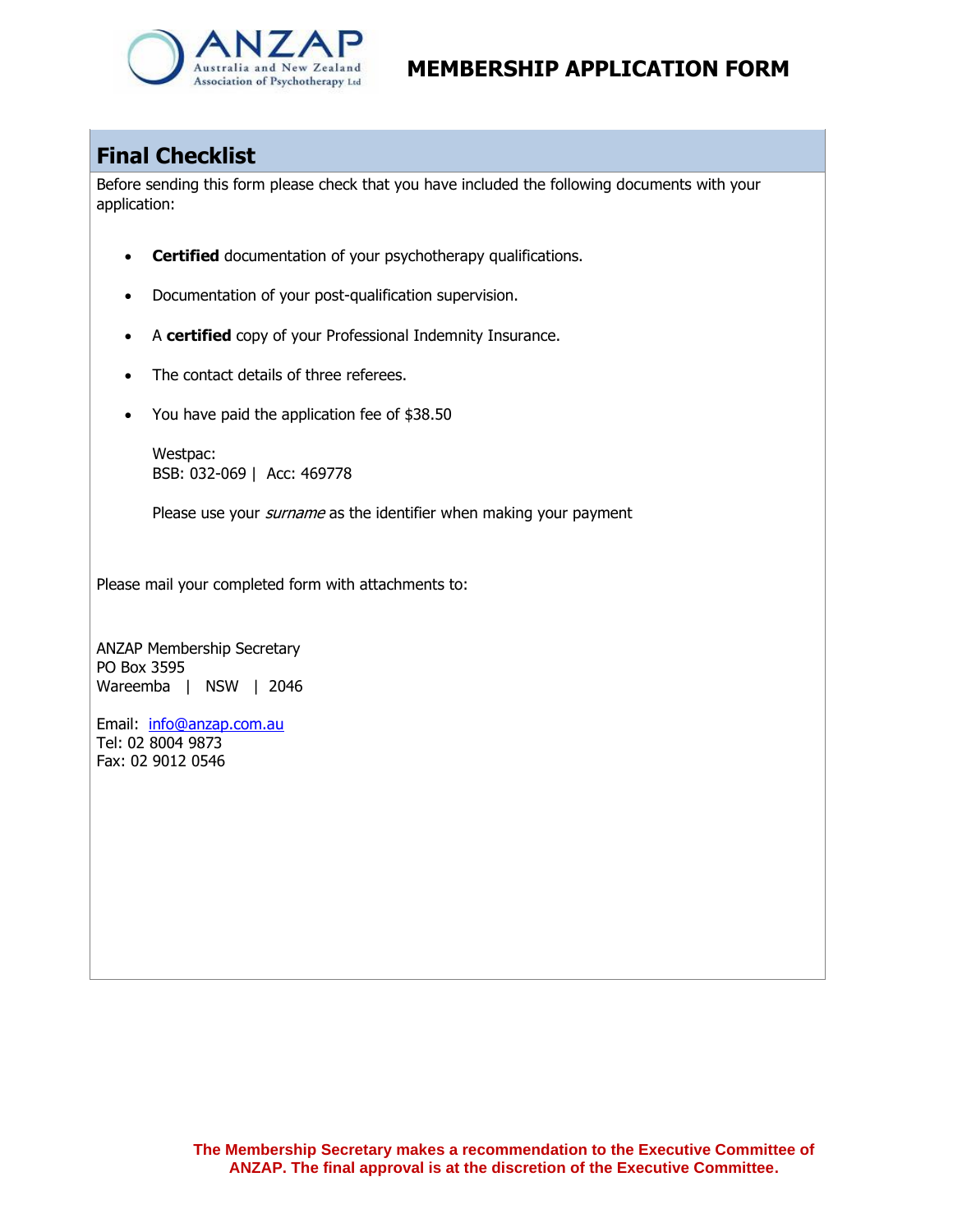## MEMBERSHIP APPLICATION FORM

## Final Checklist

Before sending this form please check that you have included the following documents with your application:

- **Certified** documentation of your psychotherapy qualifications.
- Documentation of your post-qualification supervision.
- A **certified** copy of your Professional Indemnity Insurance.
- The contact details of three referees.
- You have paid the application fee of $38.50

  Westpac:
  BSB: 032-069 | Acc: 469778

  Please use your *surname* as the identifier when making your payment

Please mail your completed form with attachments to:

ANZAP Membership Secretary
PO Box 3595
Wareemba | NSW | 2046

Email: info@anzap.com.au
Tel: 02 8004 9873
Fax: 02 9012 0546

**The Membership Secretary makes a recommendation to the Executive Committee of ANZAP. The final approval is at the discretion of the Executive Committee.**